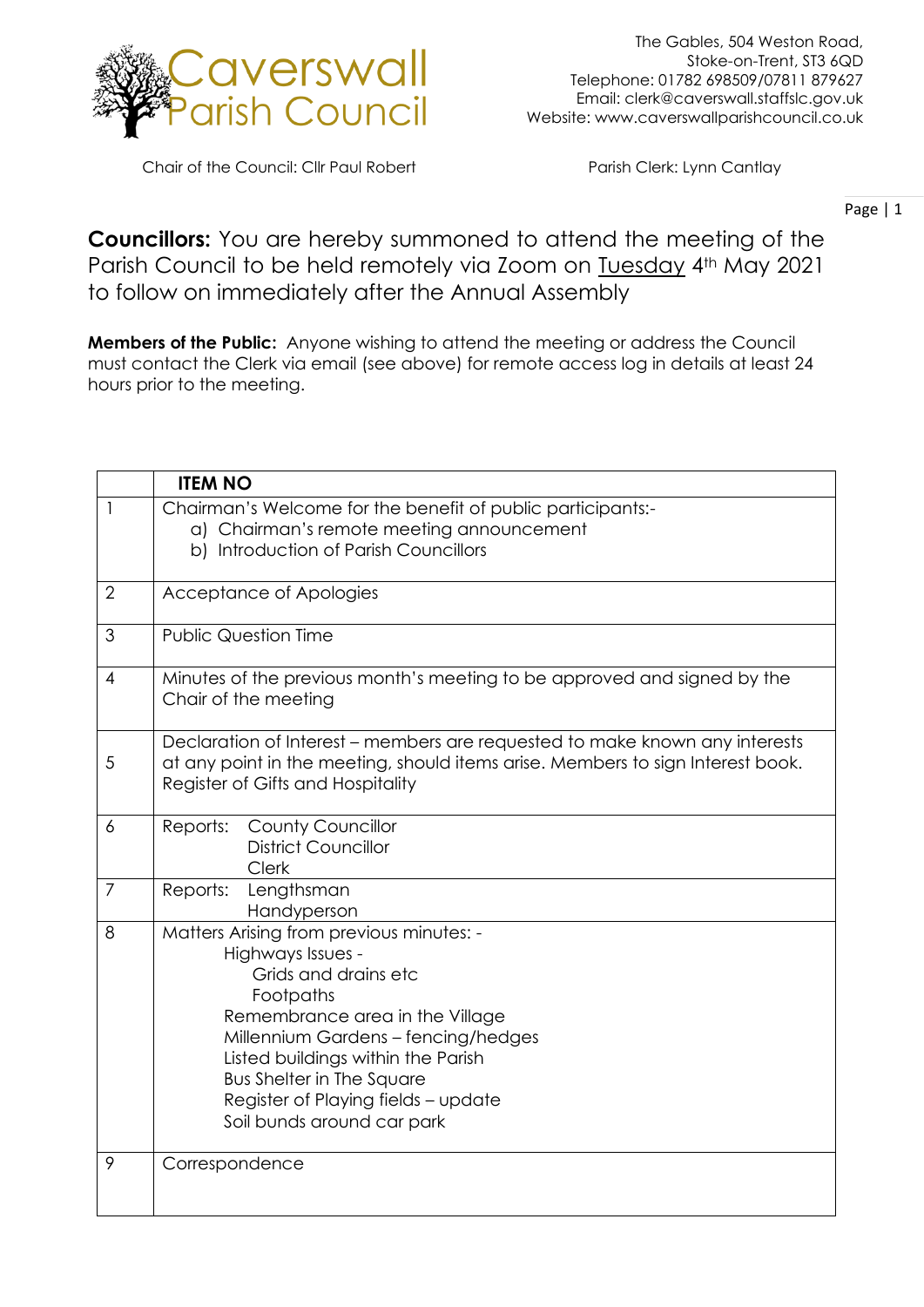# Caverswall Parish Council

The Gables, 504 Weston Road,
Stoke-on-Trent, ST3 6QD
Telephone: 01782 698509/07811 879627
Email: clerk@caverswall.staffslc.gov.uk
Website: www.caverswallparishcouncil.co.uk

Chair of the Council: Cllr Paul Robert

Parish Clerk: Lynn Cantlay

**Councillors:** You are hereby summoned to attend the meeting of the Parish Council to be held remotely via Zoom on Tuesday 4th May 2021 to follow on immediately after the Annual Assembly

**Members of the Public:** Anyone wishing to attend the meeting or address the Council must contact the Clerk via email (see above) for remote access log in details at least 24 hours prior to the meeting.

| | **ITEM NO** |
|---|---|
| 1 | Chairman's Welcome for the benefit of public participants:-<br>a) Chairman's remote meeting announcement<br>b) Introduction of Parish Councillors |
| 2 | Acceptance of Apologies |
| 3 | Public Question Time |
| 4 | Minutes of the previous month's meeting to be approved and signed by the Chair of the meeting |
| 5 | Declaration of Interest – members are requested to make known any interests at any point in the meeting, should items arise. Members to sign Interest book. Register of Gifts and Hospitality |
| 6 | Reports: County Councillor<br>District Councillor<br>Clerk |
| 7 | Reports: Lengthsman<br>Handyperson |
| 8 | Matters Arising from previous minutes: -<br>Highways Issues -<br>Grids and drains etc<br>Footpaths<br>Remembrance area in the Village<br>Millennium Gardens – fencing/hedges<br>Listed buildings within the Parish<br>Bus Shelter in The Square<br>Register of Playing fields – update<br>Soil bunds around car park |
| 9 | Correspondence |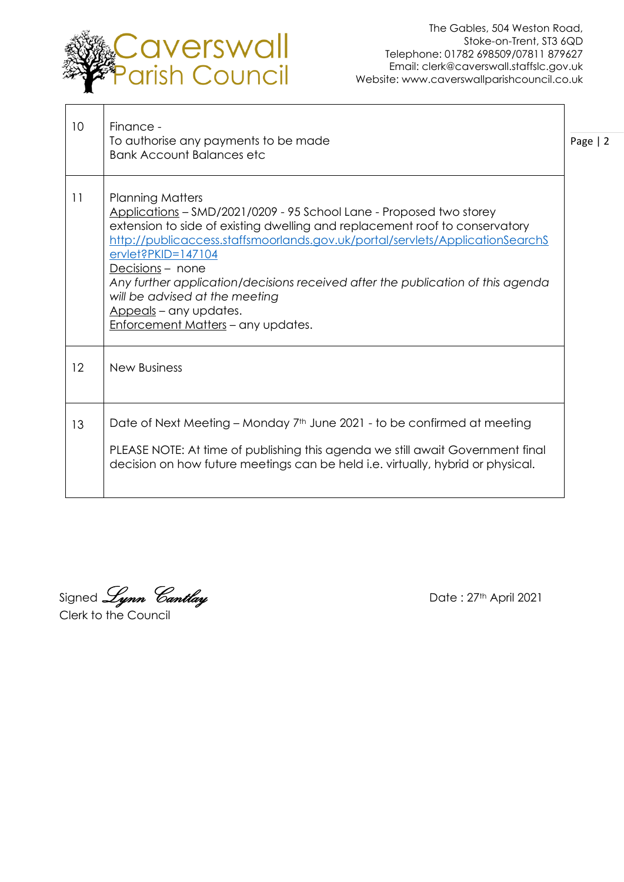Caverswall Parish Council

The Gables, 504 Weston Road,
Stoke-on-Trent, ST3 6QD
Telephone: 01782 698509/07811 879627
Email: clerk@caverswall.staffslc.gov.uk
Website: www.caverswallparishcouncil.co.uk

| | |
|---|---|
| 10 | Finance -<br>To authorise any payments to be made<br>Bank Account Balances etc |
| 11 | Planning Matters<br>Applications – SMD/2021/0209 - 95 School Lane - Proposed two storey extension to side of existing dwelling and replacement roof to conservatory<br>http://publicaccess.staffsmoorlands.gov.uk/portal/servlets/ApplicationSearchServlet?PKID=147104<br>Decisions – none<br>*Any further application/decisions received after the publication of this agenda will be advised at the meeting*<br>Appeals – any updates.<br>Enforcement Matters – any updates. |
| 12 | New Business |
| 13 | Date of Next Meeting – Monday 7th June 2021 - to be confirmed at meeting<br><br>PLEASE NOTE: At time of publishing this agenda we still await Government final decision on how future meetings can be held i.e. virtually, hybrid or physical. |

Signed *Lynn Cantlay*
Clerk to the Council

Date : 27th April 2021